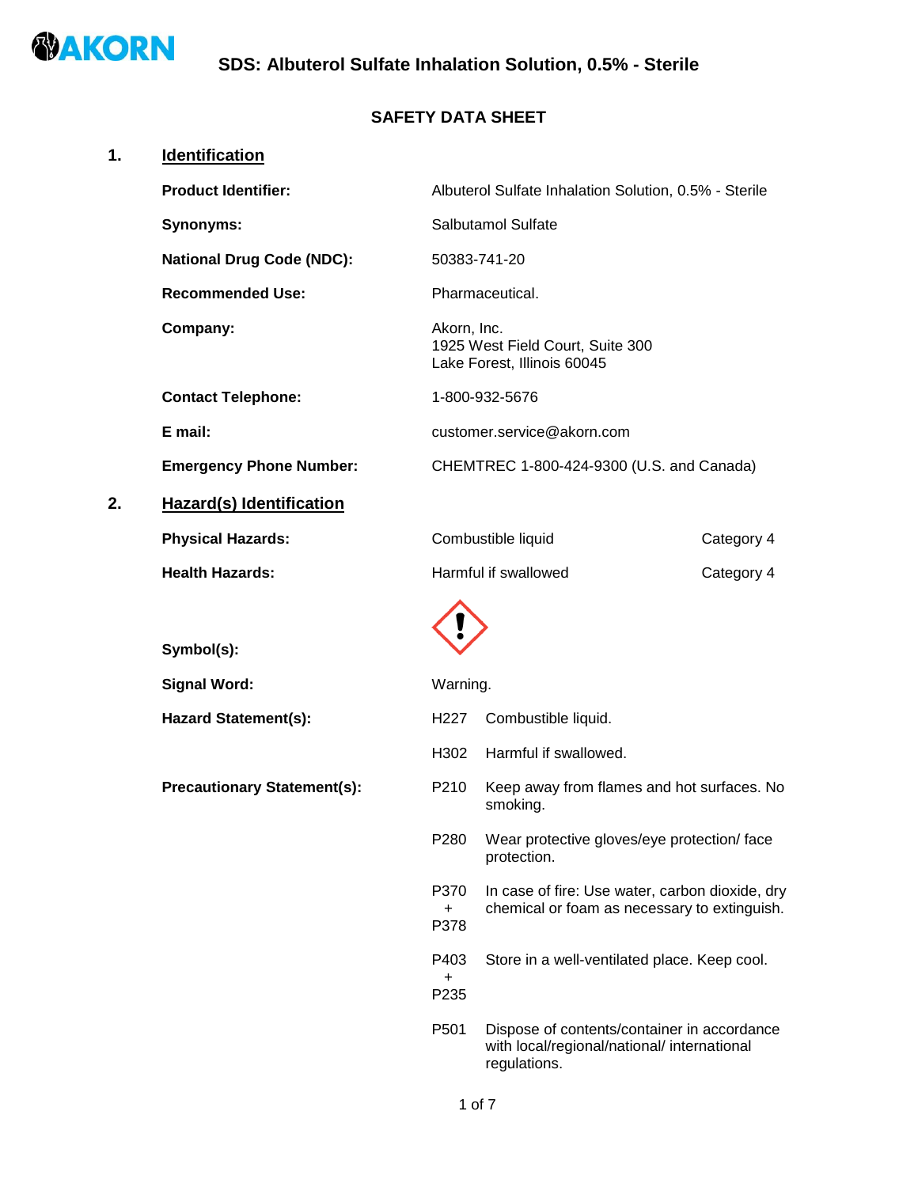# SDS: Albuterol Sulfate Inhalation Solution, 0.5% - Sterile

## SAFETY DATA SHEET

## 1. Identification

**Product Identifier:** Albuterol Sulfate Inhalation Solution, 0.5% - Sterile

**Synonyms:** Salbutamol Sulfate

**National Drug Code (NDC):** 50383-741-20

**Recommended Use:** Pharmaceutical.

**Company:** Akorn, Inc.
1925 West Field Court, Suite 300
Lake Forest, Illinois 60045

**Contact Telephone:** 1-800-932-5676

**E mail:** customer.service@akorn.com

**Emergency Phone Number:** CHEMTREC 1-800-424-9300 (U.S. and Canada)

## 2. Hazard(s) Identification

**Physical Hazards:** Combustible liquid — Category 4

**Health Hazards:** Harmful if swallowed — Category 4

**Symbol(s):**

**Signal Word:** Warning.

**Hazard Statement(s):**

- H227 Combustible liquid.
- H302 Harmful if swallowed.

**Precautionary Statement(s):**

- P210 Keep away from flames and hot surfaces. No smoking.
- P280 Wear protective gloves/eye protection/ face protection.
- P370 + P378 In case of fire: Use water, carbon dioxide, dry chemical or foam as necessary to extinguish.
- P403 + P235 Store in a well-ventilated place. Keep cool.
- P501 Dispose of contents/container in accordance with local/regional/national/ international regulations.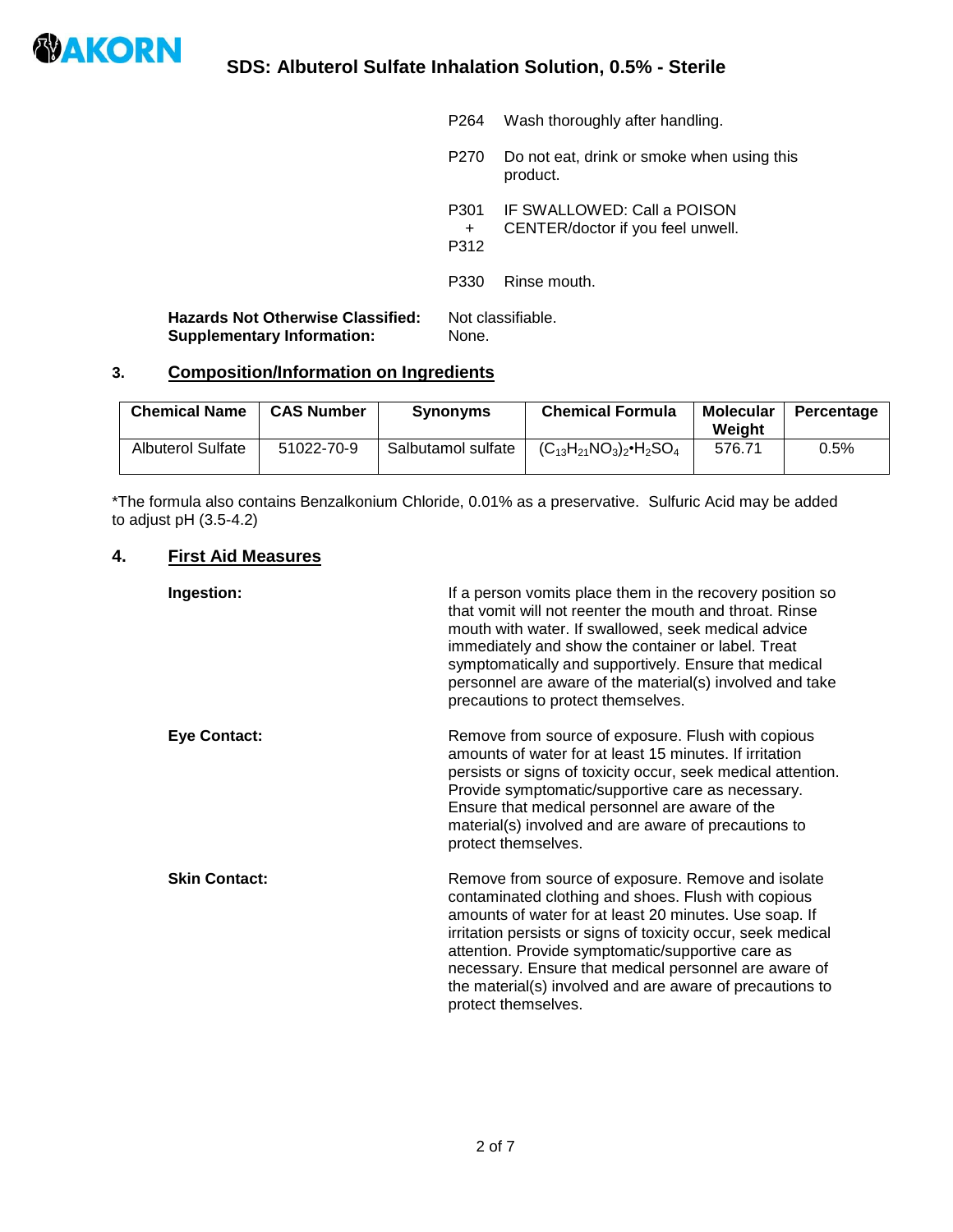| | |
|---|---|
| P264 | Wash thoroughly after handling. |
| P270 | Do not eat, drink or smoke when using this product. |
| P301 + P312 | IF SWALLOWED: Call a POISON CENTER/doctor if you feel unwell. |
| P330 | Rinse mouth. |

**Hazards Not Otherwise Classified:** Not classifiable.
**Supplementary Information:** None.

## 3. Composition/Information on Ingredients

| Chemical Name | CAS Number | Synonyms | Chemical Formula | Molecular Weight | Percentage |
|---|---|---|---|---|---|
| Albuterol Sulfate | 51022-70-9 | Salbutamol sulfate | $(C_{13}H_{21}NO_3)_2 \cdot H_2SO_4$ | 576.71 | 0.5% |

*The formula also contains Benzalkonium Chloride, 0.01% as a preservative. Sulfuric Acid may be added to adjust pH (3.5-4.2)

## 4. First Aid Measures

**Ingestion:** If a person vomits place them in the recovery position so that vomit will not reenter the mouth and throat. Rinse mouth with water. If swallowed, seek medical advice immediately and show the container or label. Treat symptomatically and supportively. Ensure that medical personnel are aware of the material(s) involved and take precautions to protect themselves.

**Eye Contact:** Remove from source of exposure. Flush with copious amounts of water for at least 15 minutes. If irritation persists or signs of toxicity occur, seek medical attention. Provide symptomatic/supportive care as necessary. Ensure that medical personnel are aware of the material(s) involved and are aware of precautions to protect themselves.

**Skin Contact:** Remove from source of exposure. Remove and isolate contaminated clothing and shoes. Flush with copious amounts of water for at least 20 minutes. Use soap. If irritation persists or signs of toxicity occur, seek medical attention. Provide symptomatic/supportive care as necessary. Ensure that medical personnel are aware of the material(s) involved and are aware of precautions to protect themselves.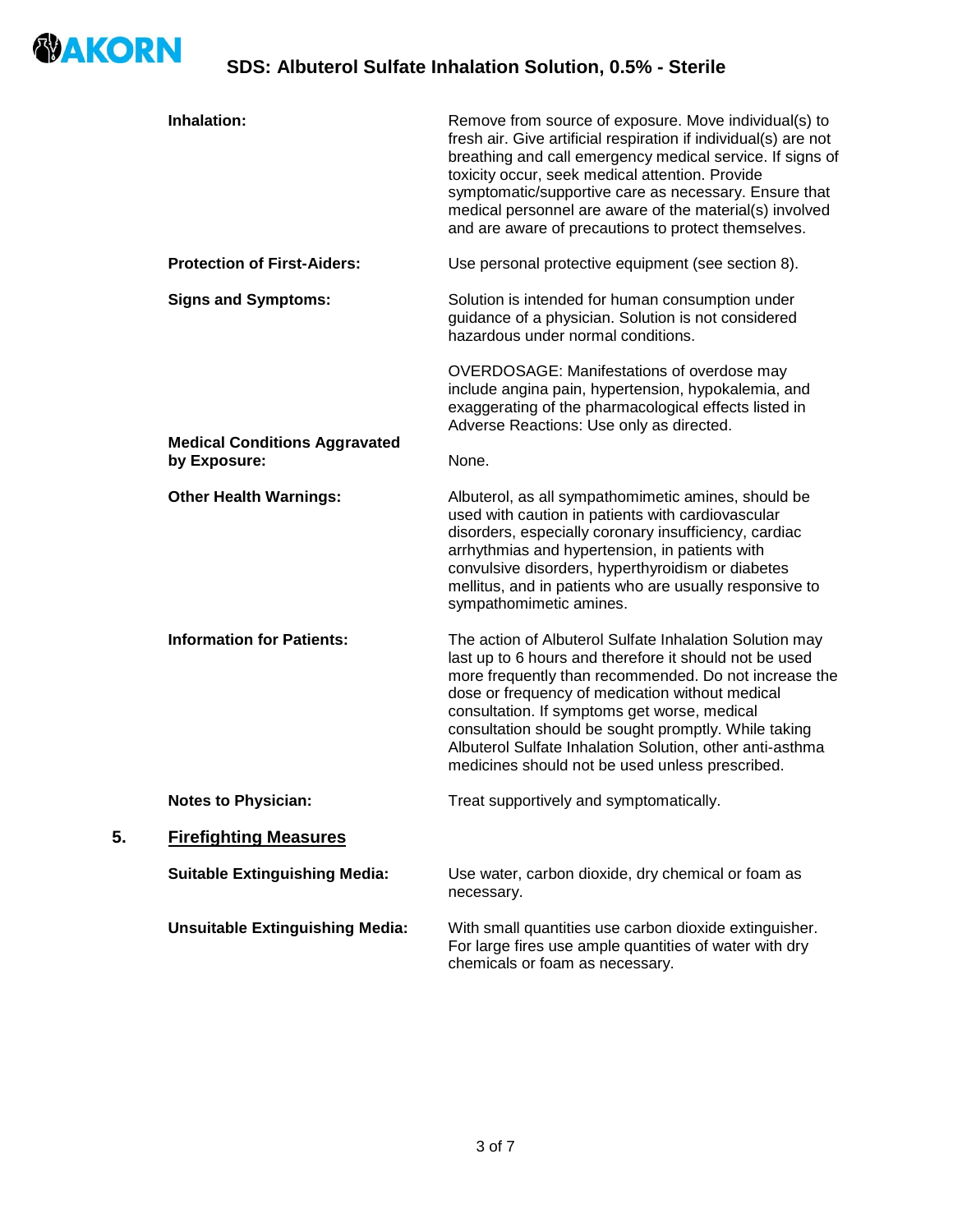**Inhalation:** Remove from source of exposure. Move individual(s) to fresh air. Give artificial respiration if individual(s) are not breathing and call emergency medical service. If signs of toxicity occur, seek medical attention. Provide symptomatic/supportive care as necessary. Ensure that medical personnel are aware of the material(s) involved and are aware of precautions to protect themselves.

**Protection of First-Aiders:** Use personal protective equipment (see section 8).

**Signs and Symptoms:** Solution is intended for human consumption under guidance of a physician. Solution is not considered hazardous under normal conditions.

OVERDOSAGE: Manifestations of overdose may include angina pain, hypertension, hypokalemia, and exaggerating of the pharmacological effects listed in Adverse Reactions: Use only as directed.

**Medical Conditions Aggravated by Exposure:** None.

**Other Health Warnings:** Albuterol, as all sympathomimetic amines, should be used with caution in patients with cardiovascular disorders, especially coronary insufficiency, cardiac arrhythmias and hypertension, in patients with convulsive disorders, hyperthyroidism or diabetes mellitus, and in patients who are usually responsive to sympathomimetic amines.

**Information for Patients:** The action of Albuterol Sulfate Inhalation Solution may last up to 6 hours and therefore it should not be used more frequently than recommended. Do not increase the dose or frequency of medication without medical consultation. If symptoms get worse, medical consultation should be sought promptly. While taking Albuterol Sulfate Inhalation Solution, other anti-asthma medicines should not be used unless prescribed.

**Notes to Physician:** Treat supportively and symptomatically.

## 5. Firefighting Measures

**Suitable Extinguishing Media:** Use water, carbon dioxide, dry chemical or foam as necessary.

**Unsuitable Extinguishing Media:** With small quantities use carbon dioxide extinguisher. For large fires use ample quantities of water with dry chemicals or foam as necessary.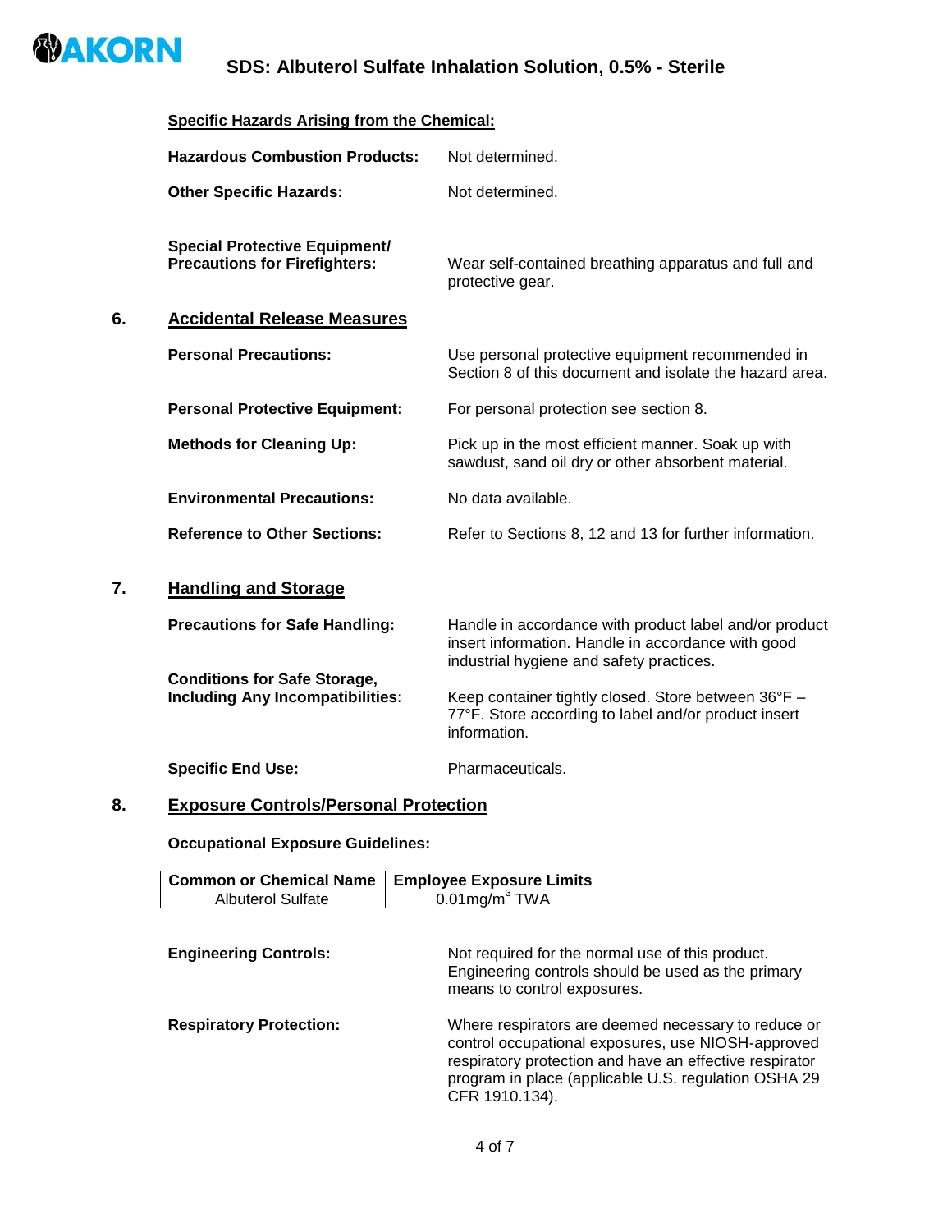**Specific Hazards Arising from the Chemical:**

**Hazardous Combustion Products:** Not determined.

**Other Specific Hazards:** Not determined.

**Special Protective Equipment/ Precautions for Firefighters:** Wear self-contained breathing apparatus and full and protective gear.

## 6. Accidental Release Measures

**Personal Precautions:** Use personal protective equipment recommended in Section 8 of this document and isolate the hazard area.

**Personal Protective Equipment:** For personal protection see section 8.

**Methods for Cleaning Up:** Pick up in the most efficient manner. Soak up with sawdust, sand oil dry or other absorbent material.

**Environmental Precautions:** No data available.

**Reference to Other Sections:** Refer to Sections 8, 12 and 13 for further information.

## 7. Handling and Storage

**Precautions for Safe Handling:** Handle in accordance with product label and/or product insert information. Handle in accordance with good industrial hygiene and safety practices.

**Conditions for Safe Storage, Including Any Incompatibilities:** Keep container tightly closed. Store between 36°F – 77°F. Store according to label and/or product insert information.

**Specific End Use:** Pharmaceuticals.

## 8. Exposure Controls/Personal Protection

**Occupational Exposure Guidelines:**

| Common or Chemical Name | Employee Exposure Limits |
| --- | --- |
| Albuterol Sulfate | 0.01mg/$m^3$ TWA |

**Engineering Controls:** Not required for the normal use of this product. Engineering controls should be used as the primary means to control exposures.

**Respiratory Protection:** Where respirators are deemed necessary to reduce or control occupational exposures, use NIOSH-approved respiratory protection and have an effective respirator program in place (applicable U.S. regulation OSHA 29 CFR 1910.134).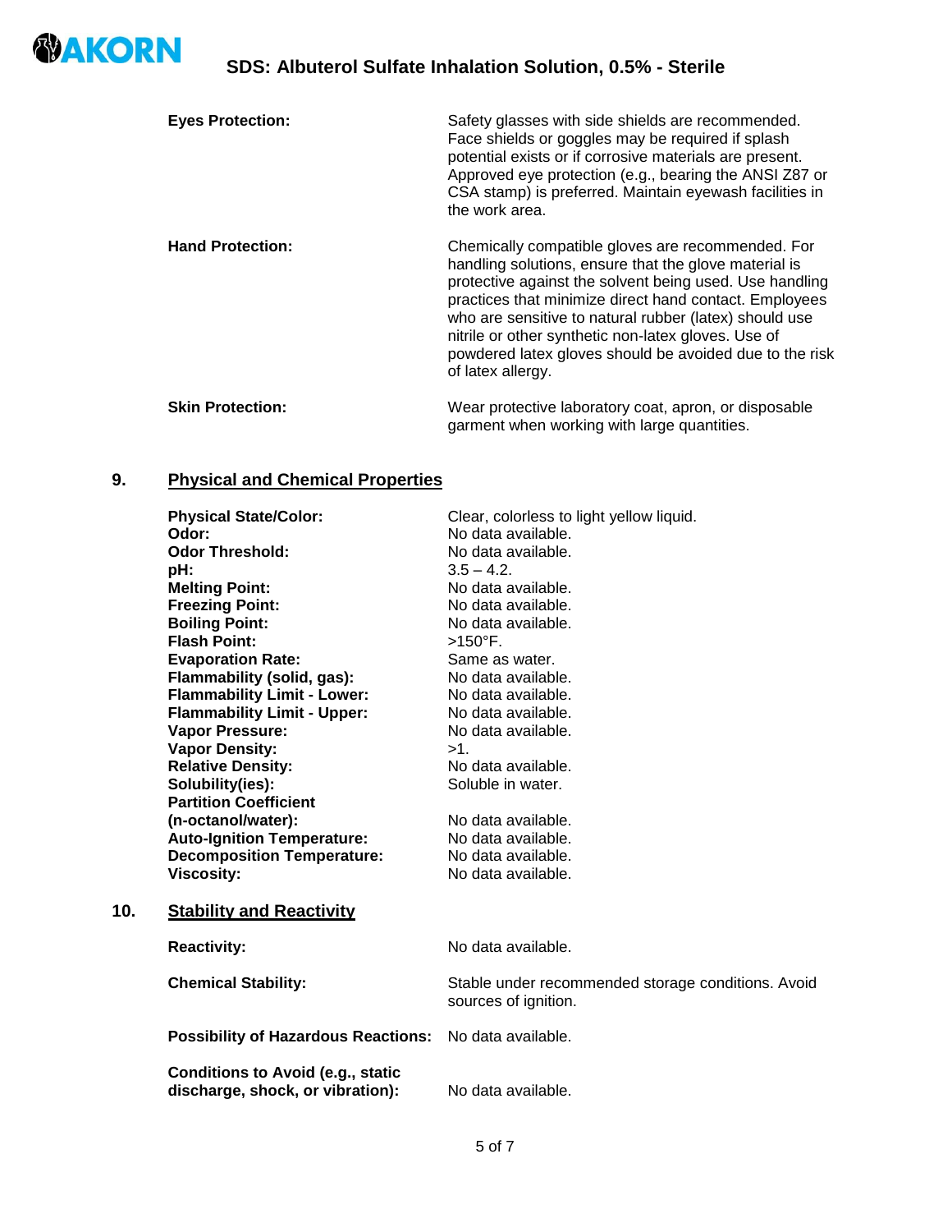| | |
|---|---|
| **Eyes Protection:** | Safety glasses with side shields are recommended. Face shields or goggles may be required if splash potential exists or if corrosive materials are present. Approved eye protection (e.g., bearing the ANSI Z87 or CSA stamp) is preferred. Maintain eyewash facilities in the work area. |
| **Hand Protection:** | Chemically compatible gloves are recommended. For handling solutions, ensure that the glove material is protective against the solvent being used. Use handling practices that minimize direct hand contact. Employees who are sensitive to natural rubber (latex) should use nitrile or other synthetic non-latex gloves. Use of powdered latex gloves should be avoided due to the risk of latex allergy. |
| **Skin Protection:** | Wear protective laboratory coat, apron, or disposable garment when working with large quantities. |

## 9. Physical and Chemical Properties

| | |
|---|---|
| **Physical State/Color:** | Clear, colorless to light yellow liquid. |
| **Odor:** | No data available. |
| **Odor Threshold:** | No data available. |
| **pH:** | 3.5 – 4.2. |
| **Melting Point:** | No data available. |
| **Freezing Point:** | No data available. |
| **Boiling Point:** | No data available. |
| **Flash Point:** | >150°F. |
| **Evaporation Rate:** | Same as water. |
| **Flammability (solid, gas):** | No data available. |
| **Flammability Limit - Lower:** | No data available. |
| **Flammability Limit - Upper:** | No data available. |
| **Vapor Pressure:** | No data available. |
| **Vapor Density:** | >1. |
| **Relative Density:** | No data available. |
| **Solubility(ies):** | Soluble in water. |
| **Partition Coefficient (n-octanol/water):** | No data available. |
| **Auto-Ignition Temperature:** | No data available. |
| **Decomposition Temperature:** | No data available. |
| **Viscosity:** | No data available. |

## 10. Stability and Reactivity

| | |
|---|---|
| **Reactivity:** | No data available. |
| **Chemical Stability:** | Stable under recommended storage conditions. Avoid sources of ignition. |
| **Possibility of Hazardous Reactions:** | No data available. |
| **Conditions to Avoid (e.g., static discharge, shock, or vibration):** | No data available. |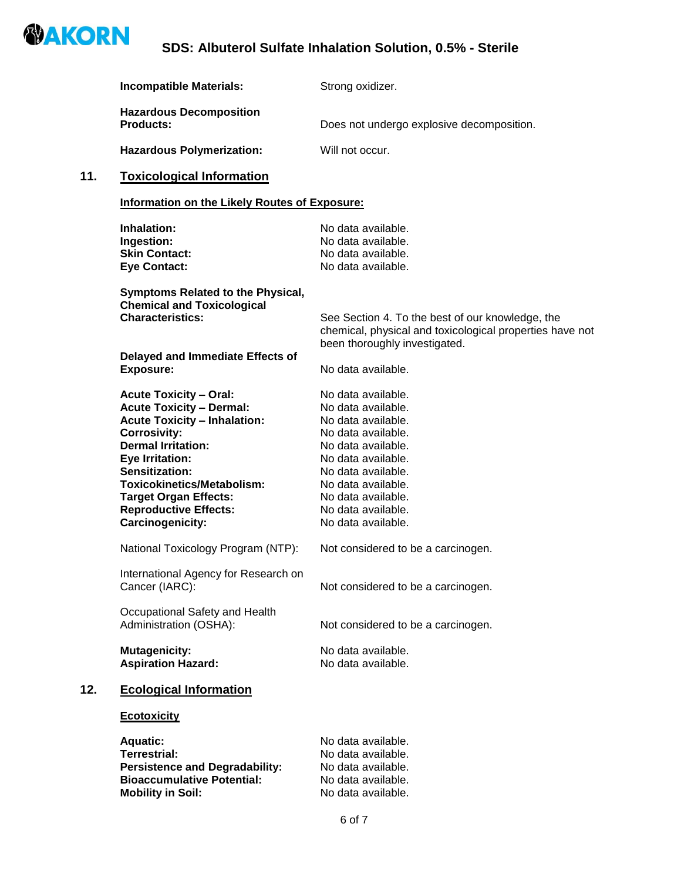**Incompatible Materials:** Strong oxidizer.

**Hazardous Decomposition Products:** Does not undergo explosive decomposition.

**Hazardous Polymerization:** Will not occur.

## 11. Toxicological Information

### Information on the Likely Routes of Exposure:

**Inhalation:** No data available.
**Ingestion:** No data available.
**Skin Contact:** No data available.
**Eye Contact:** No data available.

**Symptoms Related to the Physical, Chemical and Toxicological Characteristics:** See Section 4. To the best of our knowledge, the chemical, physical and toxicological properties have not been thoroughly investigated.

**Delayed and Immediate Effects of Exposure:** No data available.

**Acute Toxicity – Oral:** No data available.
**Acute Toxicity – Dermal:** No data available.
**Acute Toxicity – Inhalation:** No data available.
**Corrosivity:** No data available.
**Dermal Irritation:** No data available.
**Eye Irritation:** No data available.
**Sensitization:** No data available.
**Toxicokinetics/Metabolism:** No data available.
**Target Organ Effects:** No data available.
**Reproductive Effects:** No data available.
**Carcinogenicity:** No data available.

National Toxicology Program (NTP): Not considered to be a carcinogen.

International Agency for Research on Cancer (IARC): Not considered to be a carcinogen.

Occupational Safety and Health Administration (OSHA): Not considered to be a carcinogen.

**Mutagenicity:** No data available.
**Aspiration Hazard:** No data available.

## 12. Ecological Information

### Ecotoxicity

**Aquatic:** No data available.
**Terrestrial:** No data available.
**Persistence and Degradability:** No data available.
**Bioaccumulative Potential:** No data available.
**Mobility in Soil:** No data available.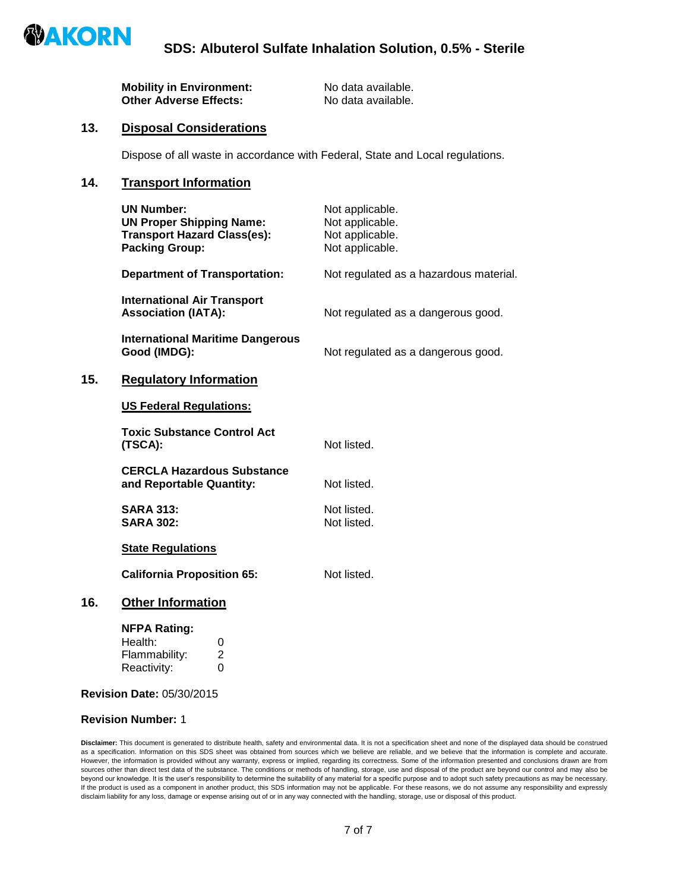**Mobility in Environment:** No data available.
**Other Adverse Effects:** No data available.

## 13. Disposal Considerations

Dispose of all waste in accordance with Federal, State and Local regulations.

## 14. Transport Information

**UN Number:** Not applicable.
**UN Proper Shipping Name:** Not applicable.
**Transport Hazard Class(es):** Not applicable.
**Packing Group:** Not applicable.

**Department of Transportation:** Not regulated as a hazardous material.

**International Air Transport Association (IATA):** Not regulated as a dangerous good.

**International Maritime Dangerous Good (IMDG):** Not regulated as a dangerous good.

## 15. Regulatory Information

### US Federal Regulations:

**Toxic Substance Control Act (TSCA):** Not listed.

**CERCLA Hazardous Substance and Reportable Quantity:** Not listed.

**SARA 313:** Not listed.
**SARA 302:** Not listed.

### State Regulations

**California Proposition 65:** Not listed.

## 16. Other Information

**NFPA Rating:**

Health: 0
Flammability: 2
Reactivity: 0

**Revision Date:** 05/30/2015

**Revision Number:** 1

**Disclaimer:** This document is generated to distribute health, safety and environmental data. It is not a specification sheet and none of the displayed data should be construed as a specification. Information on this SDS sheet was obtained from sources which we believe are reliable, and we believe that the information is complete and accurate. However, the information is provided without any warranty, express or implied, regarding its correctness. Some of the information presented and conclusions drawn are from sources other than direct test data of the substance. The conditions or methods of handling, storage, use and disposal of the product are beyond our control and may also be beyond our knowledge. It is the user's responsibility to determine the suitability of any material for a specific purpose and to adopt such safety precautions as may be necessary. If the product is used as a component in another product, this SDS information may not be applicable. For these reasons, we do not assume any responsibility and expressly disclaim liability for any loss, damage or expense arising out of or in any way connected with the handling, storage, use or disposal of this product.